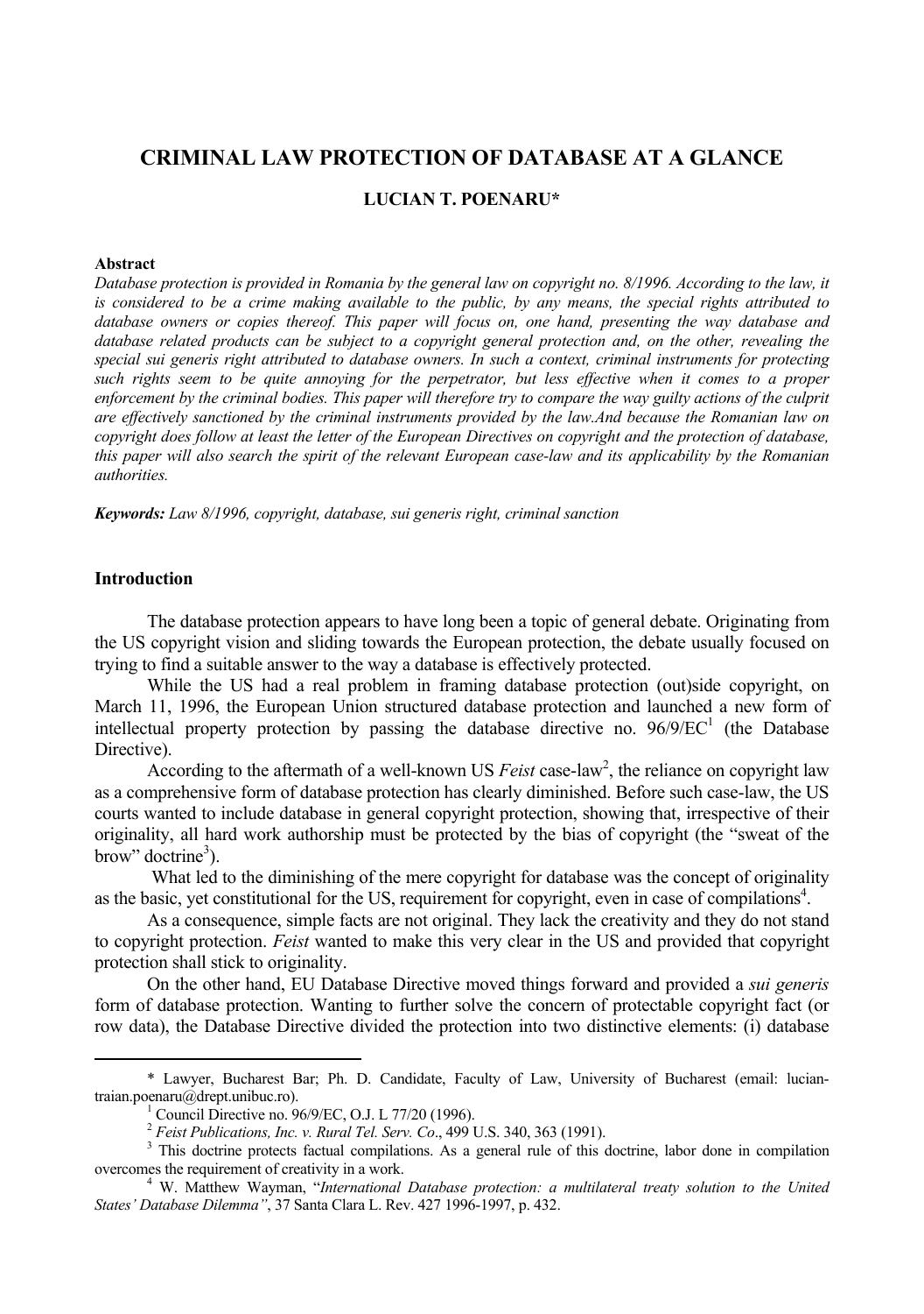# CRIMINAL LAW PROTECTION OF DATABASE AT A GLANCE

**LUCIAN T. POENARU***

**Abstract**

*Database protection is provided in Romania by the general law on copyright no. 8/1996. According to the law, it is considered to be a crime making available to the public, by any means, the special rights attributed to database owners or copies thereof. This paper will focus on, one hand, presenting the way database and database related products can be subject to a copyright general protection and, on the other, revealing the special sui generis right attributed to database owners. In such a context, criminal instruments for protecting such rights seem to be quite annoying for the perpetrator, but less effective when it comes to a proper enforcement by the criminal bodies. This paper will therefore try to compare the way guilty actions of the culprit are effectively sanctioned by the criminal instruments provided by the law.And because the Romanian law on copyright does follow at least the letter of the European Directives on copyright and the protection of database, this paper will also search the spirit of the relevant European case-law and its applicability by the Romanian authorities.*

***Keywords:*** *Law 8/1996, copyright, database, sui generis right, criminal sanction*

## Introduction

The database protection appears to have long been a topic of general debate. Originating from the US copyright vision and sliding towards the European protection, the debate usually focused on trying to find a suitable answer to the way a database is effectively protected.

While the US had a real problem in framing database protection (out)side copyright, on March 11, 1996, the European Union structured database protection and launched a new form of intellectual property protection by passing the database directive no. 96/9/EC[1] (the Database Directive).

According to the aftermath of a well-known US *Feist* case-law[2], the reliance on copyright law as a comprehensive form of database protection has clearly diminished. Before such case-law, the US courts wanted to include database in general copyright protection, showing that, irrespective of their originality, all hard work authorship must be protected by the bias of copyright (the "sweat of the brow" doctrine[3]).

What led to the diminishing of the mere copyright for database was the concept of originality as the basic, yet constitutional for the US, requirement for copyright, even in case of compilations[4].

As a consequence, simple facts are not original. They lack the creativity and they do not stand to copyright protection. *Feist* wanted to make this very clear in the US and provided that copyright protection shall stick to originality.

On the other hand, EU Database Directive moved things forward and provided a *sui generis* form of database protection. Wanting to further solve the concern of protectable copyright fact (or row data), the Database Directive divided the protection into two distinctive elements: (i) database

---

\* Lawyer, Bucharest Bar; Ph. D. Candidate, Faculty of Law, University of Bucharest (email: lucian-traian.poenaru@drept.unibuc.ro).

[1] Council Directive no. 96/9/EC, O.J. L 77/20 (1996).

[2] *Feist Publications, Inc. v. Rural Tel. Serv. Co*., 499 U.S. 340, 363 (1991).

[3] This doctrine protects factual compilations. As a general rule of this doctrine, labor done in compilation overcomes the requirement of creativity in a work.

[4] W. Matthew Wayman, "*International Database protection: a multilateral treaty solution to the United States' Database Dilemma"*, 37 Santa Clara L. Rev. 427 1996-1997, p. 432.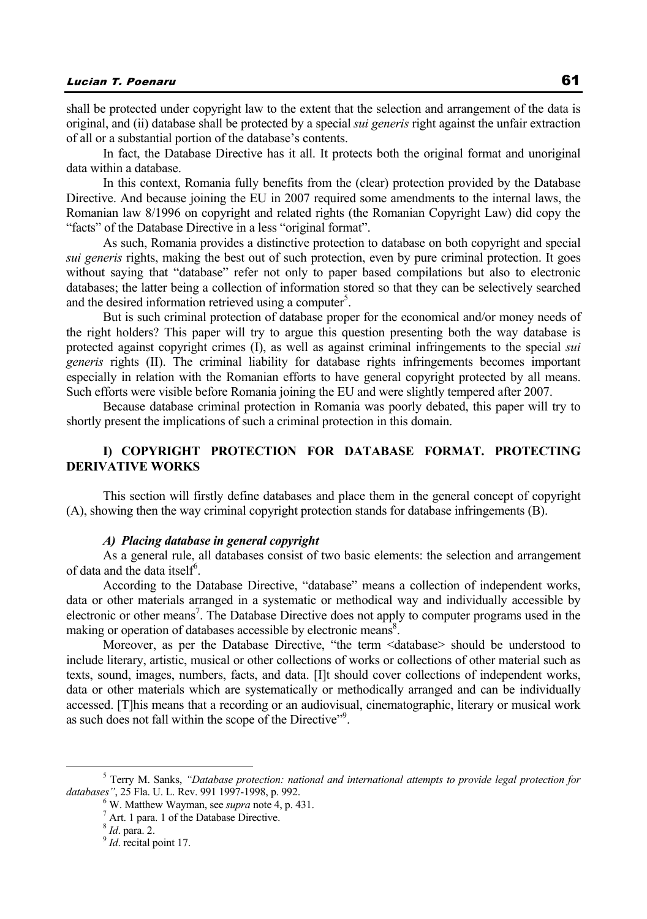shall be protected under copyright law to the extent that the selection and arrangement of the data is original, and (ii) database shall be protected by a special *sui generis* right against the unfair extraction of all or a substantial portion of the database's contents.

In fact, the Database Directive has it all. It protects both the original format and unoriginal data within a database.

In this context, Romania fully benefits from the (clear) protection provided by the Database Directive. And because joining the EU in 2007 required some amendments to the internal laws, the Romanian law 8/1996 on copyright and related rights (the Romanian Copyright Law) did copy the "facts" of the Database Directive in a less "original format".

As such, Romania provides a distinctive protection to database on both copyright and special *sui generis* rights, making the best out of such protection, even by pure criminal protection. It goes without saying that "database" refer not only to paper based compilations but also to electronic databases; the latter being a collection of information stored so that they can be selectively searched and the desired information retrieved using a computer[5].

But is such criminal protection of database proper for the economical and/or money needs of the right holders? This paper will try to argue this question presenting both the way database is protected against copyright crimes (I), as well as against criminal infringements to the special *sui generis* rights (II). The criminal liability for database rights infringements becomes important especially in relation with the Romanian efforts to have general copyright protected by all means. Such efforts were visible before Romania joining the EU and were slightly tempered after 2007.

Because database criminal protection in Romania was poorly debated, this paper will try to shortly present the implications of such a criminal protection in this domain.

## I) COPYRIGHT PROTECTION FOR DATABASE FORMAT. PROTECTING DERIVATIVE WORKS

This section will firstly define databases and place them in the general concept of copyright (A), showing then the way criminal copyright protection stands for database infringements (B).

### *A) Placing database in general copyright*

As a general rule, all databases consist of two basic elements: the selection and arrangement of data and the data itself[6].

According to the Database Directive, "database" means a collection of independent works, data or other materials arranged in a systematic or methodical way and individually accessible by electronic or other means[7]. The Database Directive does not apply to computer programs used in the making or operation of databases accessible by electronic means[8].

Moreover, as per the Database Directive, "the term <database> should be understood to include literary, artistic, musical or other collections of works or collections of other material such as texts, sound, images, numbers, facts, and data. [I]t should cover collections of independent works, data or other materials which are systematically or methodically arranged and can be individually accessed. [T]his means that a recording or an audiovisual, cinematographic, literary or musical work as such does not fall within the scope of the Directive"[9].

---

[5] Terry M. Sanks, *"Database protection: national and international attempts to provide legal protection for databases"*, 25 Fla. U. L. Rev. 991 1997-1998, p. 992.

[6] W. Matthew Wayman, see *supra* note 4, p. 431.

[7] Art. 1 para. 1 of the Database Directive.

[8] *Id*. para. 2.

[9] *Id*. recital point 17.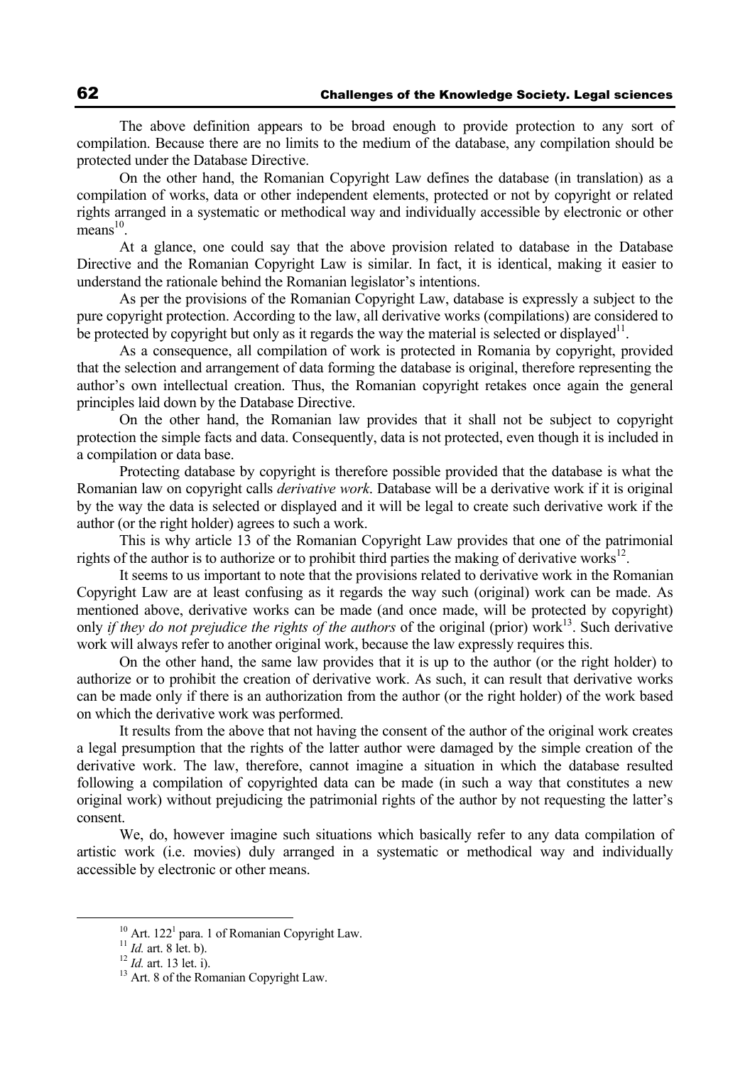The above definition appears to be broad enough to provide protection to any sort of compilation. Because there are no limits to the medium of the database, any compilation should be protected under the Database Directive.

On the other hand, the Romanian Copyright Law defines the database (in translation) as a compilation of works, data or other independent elements, protected or not by copyright or related rights arranged in a systematic or methodical way and individually accessible by electronic or other means[10].

At a glance, one could say that the above provision related to database in the Database Directive and the Romanian Copyright Law is similar. In fact, it is identical, making it easier to understand the rationale behind the Romanian legislator's intentions.

As per the provisions of the Romanian Copyright Law, database is expressly a subject to the pure copyright protection. According to the law, all derivative works (compilations) are considered to be protected by copyright but only as it regards the way the material is selected or displayed[11].

As a consequence, all compilation of work is protected in Romania by copyright, provided that the selection and arrangement of data forming the database is original, therefore representing the author's own intellectual creation. Thus, the Romanian copyright retakes once again the general principles laid down by the Database Directive.

On the other hand, the Romanian law provides that it shall not be subject to copyright protection the simple facts and data. Consequently, data is not protected, even though it is included in a compilation or data base.

Protecting database by copyright is therefore possible provided that the database is what the Romanian law on copyright calls *derivative work*. Database will be a derivative work if it is original by the way the data is selected or displayed and it will be legal to create such derivative work if the author (or the right holder) agrees to such a work.

This is why article 13 of the Romanian Copyright Law provides that one of the patrimonial rights of the author is to authorize or to prohibit third parties the making of derivative works[12].

It seems to us important to note that the provisions related to derivative work in the Romanian Copyright Law are at least confusing as it regards the way such (original) work can be made. As mentioned above, derivative works can be made (and once made, will be protected by copyright) only *if they do not prejudice the rights of the authors* of the original (prior) work[13]. Such derivative work will always refer to another original work, because the law expressly requires this.

On the other hand, the same law provides that it is up to the author (or the right holder) to authorize or to prohibit the creation of derivative work. As such, it can result that derivative works can be made only if there is an authorization from the author (or the right holder) of the work based on which the derivative work was performed.

It results from the above that not having the consent of the author of the original work creates a legal presumption that the rights of the latter author were damaged by the simple creation of the derivative work. The law, therefore, cannot imagine a situation in which the database resulted following a compilation of copyrighted data can be made (in such a way that constitutes a new original work) without prejudicing the patrimonial rights of the author by not requesting the latter's consent.

We, do, however imagine such situations which basically refer to any data compilation of artistic work (i.e. movies) duly arranged in a systematic or methodical way and individually accessible by electronic or other means.

---

[10] Art. 122[1] para. 1 of Romanian Copyright Law.

[11] *Id.* art. 8 let. b).

[12] *Id.* art. 13 let. i).

[13] Art. 8 of the Romanian Copyright Law.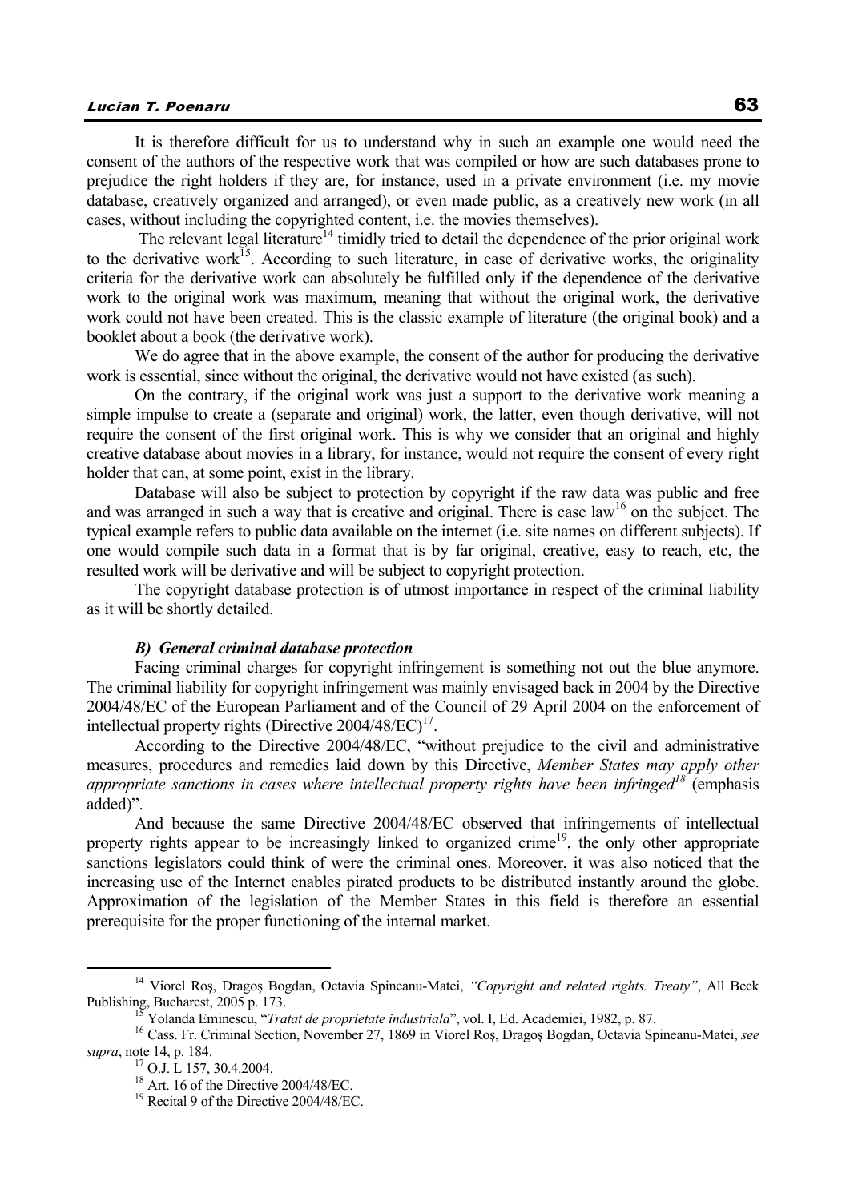It is therefore difficult for us to understand why in such an example one would need the consent of the authors of the respective work that was compiled or how are such databases prone to prejudice the right holders if they are, for instance, used in a private environment (i.e. my movie database, creatively organized and arranged), or even made public, as a creatively new work (in all cases, without including the copyrighted content, i.e. the movies themselves).

The relevant legal literature[14] timidly tried to detail the dependence of the prior original work to the derivative work[15]. According to such literature, in case of derivative works, the originality criteria for the derivative work can absolutely be fulfilled only if the dependence of the derivative work to the original work was maximum, meaning that without the original work, the derivative work could not have been created. This is the classic example of literature (the original book) and a booklet about a book (the derivative work).

We do agree that in the above example, the consent of the author for producing the derivative work is essential, since without the original, the derivative would not have existed (as such).

On the contrary, if the original work was just a support to the derivative work meaning a simple impulse to create a (separate and original) work, the latter, even though derivative, will not require the consent of the first original work. This is why we consider that an original and highly creative database about movies in a library, for instance, would not require the consent of every right holder that can, at some point, exist in the library.

Database will also be subject to protection by copyright if the raw data was public and free and was arranged in such a way that is creative and original. There is case law[16] on the subject. The typical example refers to public data available on the internet (i.e. site names on different subjects). If one would compile such data in a format that is by far original, creative, easy to reach, etc, the resulted work will be derivative and will be subject to copyright protection.

The copyright database protection is of utmost importance in respect of the criminal liability as it will be shortly detailed.

### *B) General criminal database protection*

Facing criminal charges for copyright infringement is something not out the blue anymore. The criminal liability for copyright infringement was mainly envisaged back in 2004 by the Directive 2004/48/EC of the European Parliament and of the Council of 29 April 2004 on the enforcement of intellectual property rights (Directive 2004/48/EC)[17].

According to the Directive 2004/48/EC, "without prejudice to the civil and administrative measures, procedures and remedies laid down by this Directive, *Member States may apply other appropriate sanctions in cases where intellectual property rights have been infringed*[18] (emphasis added)".

And because the same Directive 2004/48/EC observed that infringements of intellectual property rights appear to be increasingly linked to organized crime[19], the only other appropriate sanctions legislators could think of were the criminal ones. Moreover, it was also noticed that the increasing use of the Internet enables pirated products to be distributed instantly around the globe. Approximation of the legislation of the Member States in this field is therefore an essential prerequisite for the proper functioning of the internal market.

---

[14] Viorel Roş, Dragoş Bogdan, Octavia Spineanu-Matei, *"Copyright and related rights. Treaty"*, All Beck Publishing, Bucharest, 2005 p. 173.

[15] Yolanda Eminescu, "*Tratat de proprietate industriala*", vol. I, Ed. Academiei, 1982, p. 87.

[16] Cass. Fr. Criminal Section, November 27, 1869 in Viorel Roş, Dragoş Bogdan, Octavia Spineanu-Matei, *see supra*, note 14, p. 184.

[17] O.J. L 157, 30.4.2004.

[18] Art. 16 of the Directive 2004/48/EC.

[19] Recital 9 of the Directive 2004/48/EC.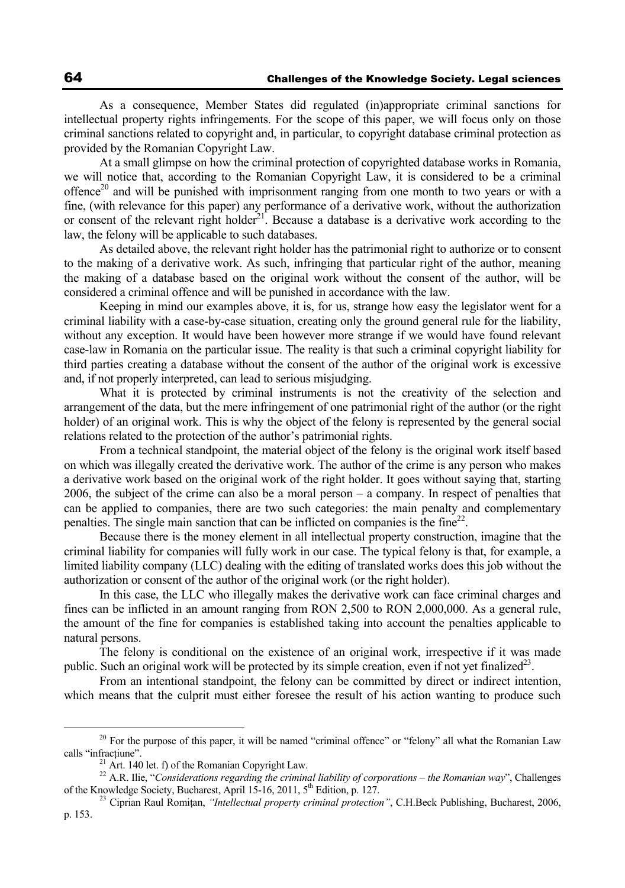As a consequence, Member States did regulated (in)appropriate criminal sanctions for intellectual property rights infringements. For the scope of this paper, we will focus only on those criminal sanctions related to copyright and, in particular, to copyright database criminal protection as provided by the Romanian Copyright Law.

At a small glimpse on how the criminal protection of copyrighted database works in Romania, we will notice that, according to the Romanian Copyright Law, it is considered to be a criminal offence[20] and will be punished with imprisonment ranging from one month to two years or with a fine, (with relevance for this paper) any performance of a derivative work, without the authorization or consent of the relevant right holder[21]. Because a database is a derivative work according to the law, the felony will be applicable to such databases.

As detailed above, the relevant right holder has the patrimonial right to authorize or to consent to the making of a derivative work. As such, infringing that particular right of the author, meaning the making of a database based on the original work without the consent of the author, will be considered a criminal offence and will be punished in accordance with the law.

Keeping in mind our examples above, it is, for us, strange how easy the legislator went for a criminal liability with a case-by-case situation, creating only the ground general rule for the liability, without any exception. It would have been however more strange if we would have found relevant case-law in Romania on the particular issue. The reality is that such a criminal copyright liability for third parties creating a database without the consent of the author of the original work is excessive and, if not properly interpreted, can lead to serious misjudging.

What it is protected by criminal instruments is not the creativity of the selection and arrangement of the data, but the mere infringement of one patrimonial right of the author (or the right holder) of an original work. This is why the object of the felony is represented by the general social relations related to the protection of the author's patrimonial rights.

From a technical standpoint, the material object of the felony is the original work itself based on which was illegally created the derivative work. The author of the crime is any person who makes a derivative work based on the original work of the right holder. It goes without saying that, starting 2006, the subject of the crime can also be a moral person – a company. In respect of penalties that can be applied to companies, there are two such categories: the main penalty and complementary penalties. The single main sanction that can be inflicted on companies is the fine[22].

Because there is the money element in all intellectual property construction, imagine that the criminal liability for companies will fully work in our case. The typical felony is that, for example, a limited liability company (LLC) dealing with the editing of translated works does this job without the authorization or consent of the author of the original work (or the right holder).

In this case, the LLC who illegally makes the derivative work can face criminal charges and fines can be inflicted in an amount ranging from RON 2,500 to RON 2,000,000. As a general rule, the amount of the fine for companies is established taking into account the penalties applicable to natural persons.

The felony is conditional on the existence of an original work, irrespective if it was made public. Such an original work will be protected by its simple creation, even if not yet finalized[23].

From an intentional standpoint, the felony can be committed by direct or indirect intention, which means that the culprit must either foresee the result of his action wanting to produce such

---

[20] For the purpose of this paper, it will be named "criminal offence" or "felony" all what the Romanian Law calls "infracțiune".

[21] Art. 140 let. f) of the Romanian Copyright Law.

[22] A.R. Ilie, "*Considerations regarding the criminal liability of corporations – the Romanian way*", Challenges of the Knowledge Society, Bucharest, April 15-16, 2011, 5th Edition, p. 127.

[23] Ciprian Raul Romițan, *"Intellectual property criminal protection"*, C.H.Beck Publishing, Bucharest, 2006, p. 153.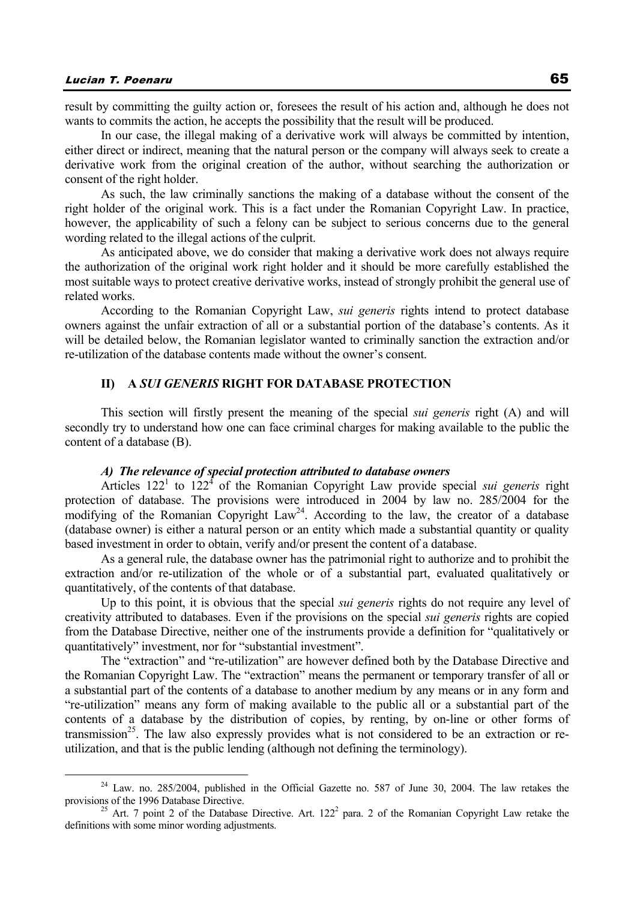result by committing the guilty action or, foresees the result of his action and, although he does not wants to commits the action, he accepts the possibility that the result will be produced.

In our case, the illegal making of a derivative work will always be committed by intention, either direct or indirect, meaning that the natural person or the company will always seek to create a derivative work from the original creation of the author, without searching the authorization or consent of the right holder.

As such, the law criminally sanctions the making of a database without the consent of the right holder of the original work. This is a fact under the Romanian Copyright Law. In practice, however, the applicability of such a felony can be subject to serious concerns due to the general wording related to the illegal actions of the culprit.

As anticipated above, we do consider that making a derivative work does not always require the authorization of the original work right holder and it should be more carefully established the most suitable ways to protect creative derivative works, instead of strongly prohibit the general use of related works.

According to the Romanian Copyright Law, *sui generis* rights intend to protect database owners against the unfair extraction of all or a substantial portion of the database's contents. As it will be detailed below, the Romanian legislator wanted to criminally sanction the extraction and/or re-utilization of the database contents made without the owner's consent.

## II) A *SUI GENERIS* RIGHT FOR DATABASE PROTECTION

This section will firstly present the meaning of the special *sui generis* right (A) and will secondly try to understand how one can face criminal charges for making available to the public the content of a database (B).

### *A) The relevance of special protection attributed to database owners*

Articles 122[1] to 122[4] of the Romanian Copyright Law provide special *sui generis* right protection of database. The provisions were introduced in 2004 by law no. 285/2004 for the modifying of the Romanian Copyright Law[24]. According to the law, the creator of a database (database owner) is either a natural person or an entity which made a substantial quantity or quality based investment in order to obtain, verify and/or present the content of a database.

As a general rule, the database owner has the patrimonial right to authorize and to prohibit the extraction and/or re-utilization of the whole or of a substantial part, evaluated qualitatively or quantitatively, of the contents of that database.

Up to this point, it is obvious that the special *sui generis* rights do not require any level of creativity attributed to databases. Even if the provisions on the special *sui generis* rights are copied from the Database Directive, neither one of the instruments provide a definition for "qualitatively or quantitatively" investment, nor for "substantial investment".

The "extraction" and "re-utilization" are however defined both by the Database Directive and the Romanian Copyright Law. The "extraction" means the permanent or temporary transfer of all or a substantial part of the contents of a database to another medium by any means or in any form and "re-utilization" means any form of making available to the public all or a substantial part of the contents of a database by the distribution of copies, by renting, by on-line or other forms of transmission[25]. The law also expressly provides what is not considered to be an extraction or re-utilization, and that is the public lending (although not defining the terminology).

---

[24] Law. no. 285/2004, published in the Official Gazette no. 587 of June 30, 2004. The law retakes the provisions of the 1996 Database Directive.

[25] Art. 7 point 2 of the Database Directive. Art. 122[2] para. 2 of the Romanian Copyright Law retake the definitions with some minor wording adjustments.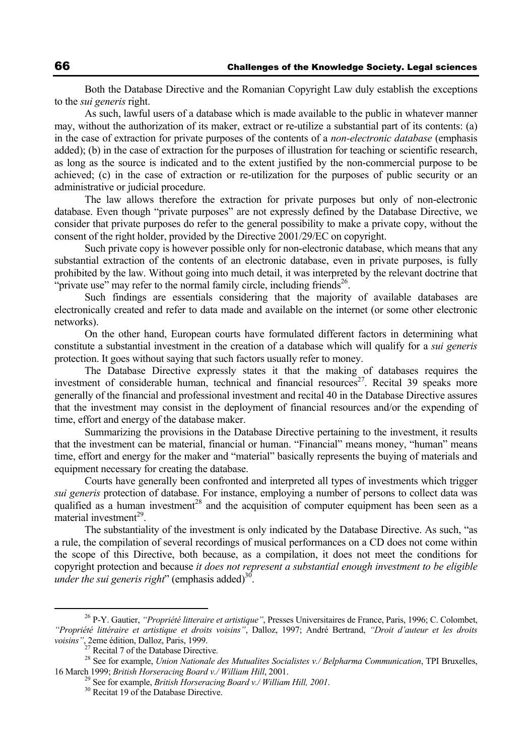Both the Database Directive and the Romanian Copyright Law duly establish the exceptions to the *sui generis* right.

As such, lawful users of a database which is made available to the public in whatever manner may, without the authorization of its maker, extract or re-utilize a substantial part of its contents: (a) in the case of extraction for private purposes of the contents of a *non-electronic database* (emphasis added); (b) in the case of extraction for the purposes of illustration for teaching or scientific research, as long as the source is indicated and to the extent justified by the non-commercial purpose to be achieved; (c) in the case of extraction or re-utilization for the purposes of public security or an administrative or judicial procedure.

The law allows therefore the extraction for private purposes but only of non-electronic database. Even though "private purposes" are not expressly defined by the Database Directive, we consider that private purposes do refer to the general possibility to make a private copy, without the consent of the right holder, provided by the Directive 2001/29/EC on copyright.

Such private copy is however possible only for non-electronic database, which means that any substantial extraction of the contents of an electronic database, even in private purposes, is fully prohibited by the law. Without going into much detail, it was interpreted by the relevant doctrine that "private use" may refer to the normal family circle, including friends[26].

Such findings are essentials considering that the majority of available databases are electronically created and refer to data made and available on the internet (or some other electronic networks).

On the other hand, European courts have formulated different factors in determining what constitute a substantial investment in the creation of a database which will qualify for a *sui generis* protection. It goes without saying that such factors usually refer to money.

The Database Directive expressly states it that the making of databases requires the investment of considerable human, technical and financial resources[27]. Recital 39 speaks more generally of the financial and professional investment and recital 40 in the Database Directive assures that the investment may consist in the deployment of financial resources and/or the expending of time, effort and energy of the database maker.

Summarizing the provisions in the Database Directive pertaining to the investment, it results that the investment can be material, financial or human. "Financial" means money, "human" means time, effort and energy for the maker and "material" basically represents the buying of materials and equipment necessary for creating the database.

Courts have generally been confronted and interpreted all types of investments which trigger *sui generis* protection of database. For instance, employing a number of persons to collect data was qualified as a human investment[28] and the acquisition of computer equipment has been seen as a material investment[29].

The substantiality of the investment is only indicated by the Database Directive. As such, "as a rule, the compilation of several recordings of musical performances on a CD does not come within the scope of this Directive, both because, as a compilation, it does not meet the conditions for copyright protection and because *it does not represent a substantial enough investment to be eligible under the sui generis right*" (emphasis added)[30].

---

[26] P-Y. Gautier, *"Propriété litteraire et artistique"*, Presses Universitaires de France, Paris, 1996; C. Colombet, *"Propriété littéraire et artistique et droits voisins"*, Dalloz, 1997; André Bertrand, *"Droit d'auteur et les droits voisins"*, 2eme édition, Dalloz, Paris, 1999.

[27] Recital 7 of the Database Directive.

[28] See for example, *Union Nationale des Mutualites Socialistes v./ Belpharma Communication*, TPI Bruxelles, 16 March 1999; *British Horseracing Board v./ William Hill*, 2001.

[29] See for example, *British Horseracing Board v./ William Hill, 2001*.

[30] Recitat 19 of the Database Directive.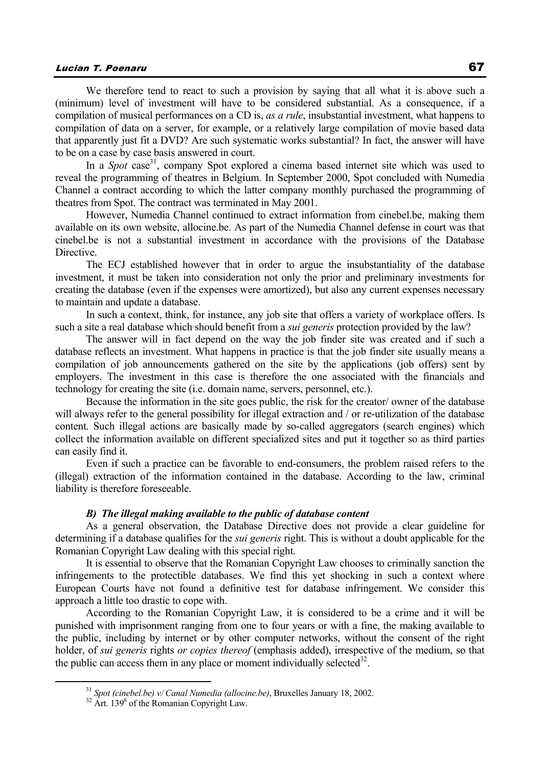We therefore tend to react to such a provision by saying that all what it is above such a (minimum) level of investment will have to be considered substantial. As a consequence, if a compilation of musical performances on a CD is, *as a rule*, insubstantial investment, what happens to compilation of data on a server, for example, or a relatively large compilation of movie based data that apparently just fit a DVD? Are such systematic works substantial? In fact, the answer will have to be on a case by case basis answered in court.

In a *Spot* case[31], company Spot explored a cinema based internet site which was used to reveal the programming of theatres in Belgium. In September 2000, Spot concluded with Numedia Channel a contract according to which the latter company monthly purchased the programming of theatres from Spot. The contract was terminated in May 2001.

However, Numedia Channel continued to extract information from cinebel.be, making them available on its own website, allocine.be. As part of the Numedia Channel defense in court was that cinebel.be is not a substantial investment in accordance with the provisions of the Database Directive.

The ECJ established however that in order to argue the insubstantiality of the database investment, it must be taken into consideration not only the prior and preliminary investments for creating the database (even if the expenses were amortized), but also any current expenses necessary to maintain and update a database.

In such a context, think, for instance, any job site that offers a variety of workplace offers. Is such a site a real database which should benefit from a *sui generis* protection provided by the law?

The answer will in fact depend on the way the job finder site was created and if such a database reflects an investment. What happens in practice is that the job finder site usually means a compilation of job announcements gathered on the site by the applications (job offers) sent by employers. The investment in this case is therefore the one associated with the financials and technology for creating the site (i.e. domain name, servers, personnel, etc.).

Because the information in the site goes public, the risk for the creator/ owner of the database will always refer to the general possibility for illegal extraction and / or re-utilization of the database content. Such illegal actions are basically made by so-called aggregators (search engines) which collect the information available on different specialized sites and put it together so as third parties can easily find it.

Even if such a practice can be favorable to end-consumers, the problem raised refers to the (illegal) extraction of the information contained in the database. According to the law, criminal liability is therefore foreseeable.

### *B) The illegal making available to the public of database content*

As a general observation, the Database Directive does not provide a clear guideline for determining if a database qualifies for the *sui generis* right. This is without a doubt applicable for the Romanian Copyright Law dealing with this special right.

It is essential to observe that the Romanian Copyright Law chooses to criminally sanction the infringements to the protectible databases. We find this yet shocking in such a context where European Courts have not found a definitive test for database infringement. We consider this approach a little too drastic to cope with.

According to the Romanian Copyright Law, it is considered to be a crime and it will be punished with imprisonment ranging from one to four years or with a fine, the making available to the public, including by internet or by other computer networks, without the consent of the right holder, of *sui generis* rights *or copies thereof* (emphasis added), irrespective of the medium, so that the public can access them in any place or moment individually selected[32].

---

[31] *Spot (cinebel.be) v/ Canal Numedia (allocine.be)*, Bruxelles January 18, 2002.

[32] Art. $139^8$ of the Romanian Copyright Law.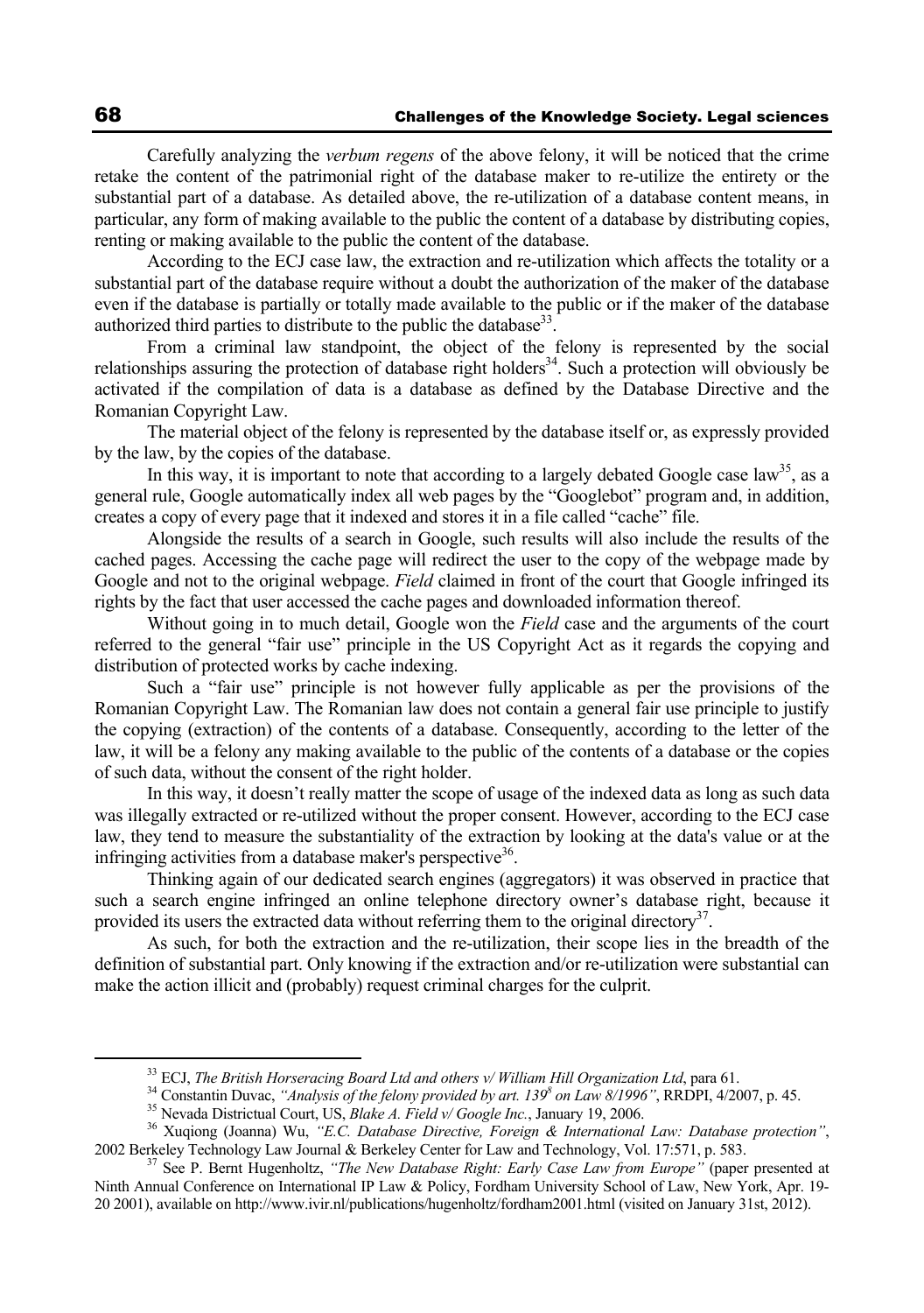Carefully analyzing the *verbum regens* of the above felony, it will be noticed that the crime retake the content of the patrimonial right of the database maker to re-utilize the entirety or the substantial part of a database. As detailed above, the re-utilization of a database content means, in particular, any form of making available to the public the content of a database by distributing copies, renting or making available to the public the content of the database.

According to the ECJ case law, the extraction and re-utilization which affects the totality or a substantial part of the database require without a doubt the authorization of the maker of the database even if the database is partially or totally made available to the public or if the maker of the database authorized third parties to distribute to the public the database[33].

From a criminal law standpoint, the object of the felony is represented by the social relationships assuring the protection of database right holders[34]. Such a protection will obviously be activated if the compilation of data is a database as defined by the Database Directive and the Romanian Copyright Law.

The material object of the felony is represented by the database itself or, as expressly provided by the law, by the copies of the database.

In this way, it is important to note that according to a largely debated Google case law[35], as a general rule, Google automatically index all web pages by the "Googlebot" program and, in addition, creates a copy of every page that it indexed and stores it in a file called "cache" file.

Alongside the results of a search in Google, such results will also include the results of the cached pages. Accessing the cache page will redirect the user to the copy of the webpage made by Google and not to the original webpage. *Field* claimed in front of the court that Google infringed its rights by the fact that user accessed the cache pages and downloaded information thereof.

Without going in to much detail, Google won the *Field* case and the arguments of the court referred to the general "fair use" principle in the US Copyright Act as it regards the copying and distribution of protected works by cache indexing.

Such a "fair use" principle is not however fully applicable as per the provisions of the Romanian Copyright Law. The Romanian law does not contain a general fair use principle to justify the copying (extraction) of the contents of a database. Consequently, according to the letter of the law, it will be a felony any making available to the public of the contents of a database or the copies of such data, without the consent of the right holder.

In this way, it doesn't really matter the scope of usage of the indexed data as long as such data was illegally extracted or re-utilized without the proper consent. However, according to the ECJ case law, they tend to measure the substantiality of the extraction by looking at the data's value or at the infringing activities from a database maker's perspective[36].

Thinking again of our dedicated search engines (aggregators) it was observed in practice that such a search engine infringed an online telephone directory owner's database right, because it provided its users the extracted data without referring them to the original directory[37].

As such, for both the extraction and the re-utilization, their scope lies in the breadth of the definition of substantial part. Only knowing if the extraction and/or re-utilization were substantial can make the action illicit and (probably) request criminal charges for the culprit.

---

[33] ECJ, *The British Horseracing Board Ltd and others v/ William Hill Organization Ltd*, para 61.

[34] Constantin Duvac, *"Analysis of the felony provided by art. 139$^8$ on Law 8/1996"*, RRDPI, 4/2007, p. 45.

[35] Nevada Districtual Court, US, *Blake A. Field v/ Google Inc.*, January 19, 2006.

[36] Xuqiong (Joanna) Wu, *"E.C. Database Directive, Foreign & International Law: Database protection"*, 2002 Berkeley Technology Law Journal & Berkeley Center for Law and Technology, Vol. 17:571, p. 583.

[37] See P. Bernt Hugenholtz, *"The New Database Right: Early Case Law from Europe"* (paper presented at Ninth Annual Conference on International IP Law & Policy, Fordham University School of Law, New York, Apr. 19-20 2001), available on http://www.ivir.nl/publications/hugenholtz/fordham2001.html (visited on January 31st, 2012).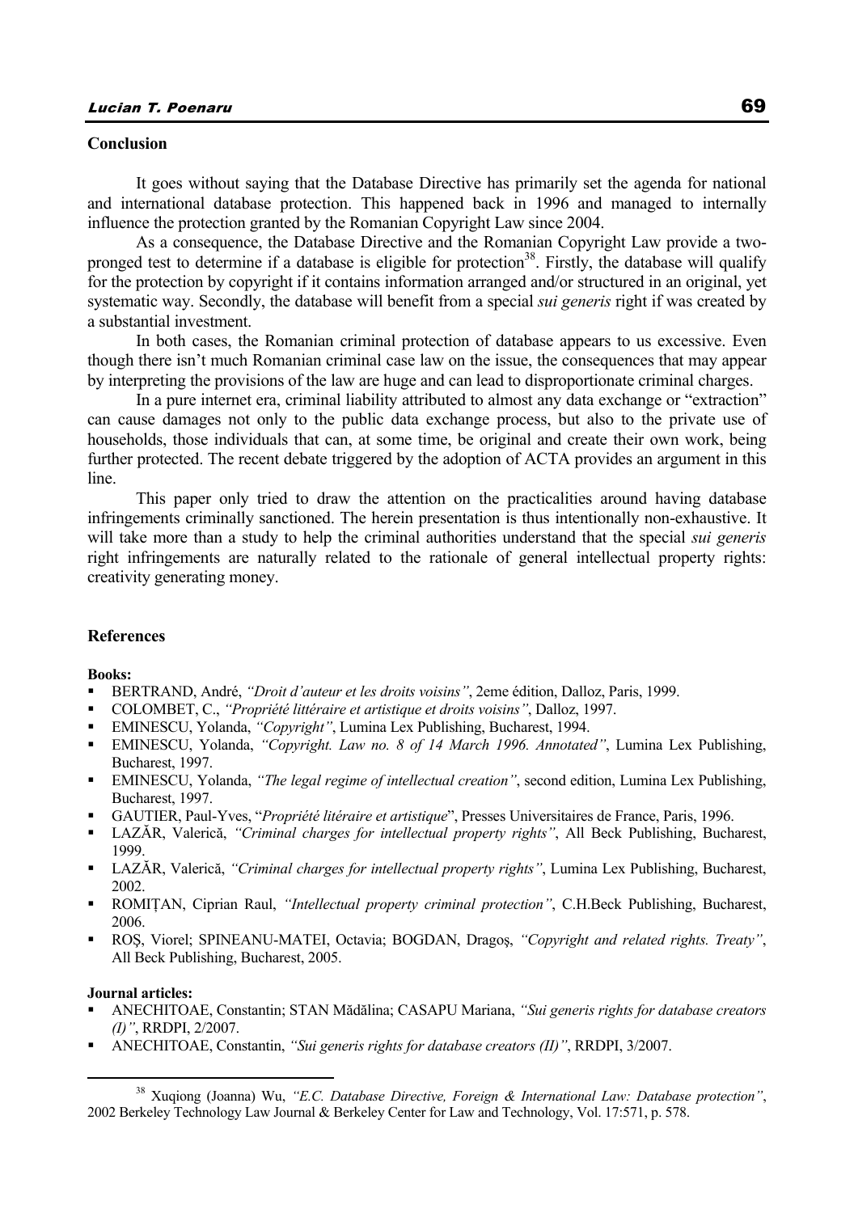## Conclusion

It goes without saying that the Database Directive has primarily set the agenda for national and international database protection. This happened back in 1996 and managed to internally influence the protection granted by the Romanian Copyright Law since 2004.

As a consequence, the Database Directive and the Romanian Copyright Law provide a two-pronged test to determine if a database is eligible for protection[38]. Firstly, the database will qualify for the protection by copyright if it contains information arranged and/or structured in an original, yet systematic way. Secondly, the database will benefit from a special *sui generis* right if was created by a substantial investment.

In both cases, the Romanian criminal protection of database appears to us excessive. Even though there isn't much Romanian criminal case law on the issue, the consequences that may appear by interpreting the provisions of the law are huge and can lead to disproportionate criminal charges.

In a pure internet era, criminal liability attributed to almost any data exchange or "extraction" can cause damages not only to the public data exchange process, but also to the private use of households, those individuals that can, at some time, be original and create their own work, being further protected. The recent debate triggered by the adoption of ACTA provides an argument in this line.

This paper only tried to draw the attention on the practicalities around having database infringements criminally sanctioned. The herein presentation is thus intentionally non-exhaustive. It will take more than a study to help the criminal authorities understand that the special *sui generis* right infringements are naturally related to the rationale of general intellectual property rights: creativity generating money.

## References

**Books:**

- BERTRAND, André, *"Droit d'auteur et les droits voisins"*, 2eme édition, Dalloz, Paris, 1999.
- COLOMBET, C., *"Propriété littéraire et artistique et droits voisins"*, Dalloz, 1997.
- EMINESCU, Yolanda, *"Copyright"*, Lumina Lex Publishing, Bucharest, 1994.
- EMINESCU, Yolanda, *"Copyright. Law no. 8 of 14 March 1996. Annotated"*, Lumina Lex Publishing, Bucharest, 1997.
- EMINESCU, Yolanda, *"The legal regime of intellectual creation"*, second edition, Lumina Lex Publishing, Bucharest, 1997.
- GAUTIER, Paul-Yves, "*Propriété litéraire et artistique*", Presses Universitaires de France, Paris, 1996.
- LAZĂR, Valerică, *"Criminal charges for intellectual property rights"*, All Beck Publishing, Bucharest, 1999.
- LAZĂR, Valerică, *"Criminal charges for intellectual property rights"*, Lumina Lex Publishing, Bucharest, 2002.
- ROMIȚAN, Ciprian Raul, *"Intellectual property criminal protection"*, C.H.Beck Publishing, Bucharest, 2006.
- ROȘ, Viorel; SPINEANU-MATEI, Octavia; BOGDAN, Dragoș, *"Copyright and related rights. Treaty"*, All Beck Publishing, Bucharest, 2005.

**Journal articles:**

- ANECHITOAE, Constantin; STAN Mădălina; CASAPU Mariana, *"Sui generis rights for database creators (I)"*, RRDPI, 2/2007.
- ANECHITOAE, Constantin, *"Sui generis rights for database creators (II)"*, RRDPI, 3/2007.

[38] Xuqiong (Joanna) Wu, *"E.C. Database Directive, Foreign & International Law: Database protection"*, 2002 Berkeley Technology Law Journal & Berkeley Center for Law and Technology, Vol. 17:571, p. 578.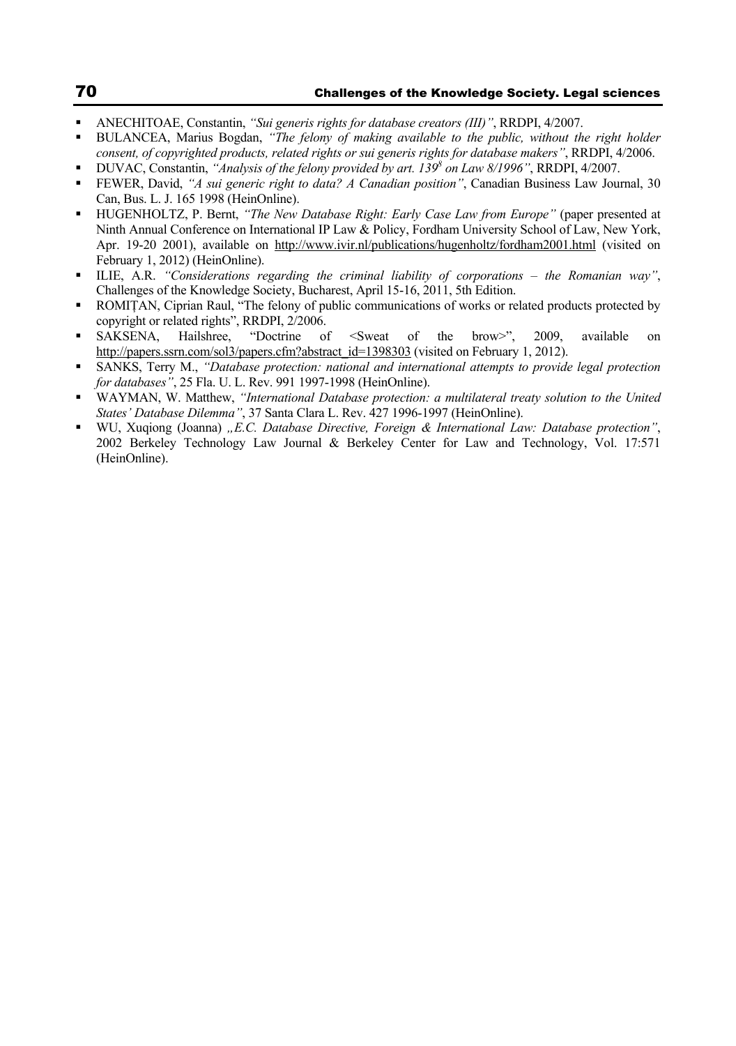- ANECHITOAE, Constantin, *"Sui generis rights for database creators (III)"*, RRDPI, 4/2007.
- BULANCEA, Marius Bogdan, *"The felony of making available to the public, without the right holder consent, of copyrighted products, related rights or sui generis rights for database makers"*, RRDPI, 4/2006.
- DUVAC, Constantin, *"Analysis of the felony provided by art. $139^8$ on Law 8/1996"*, RRDPI, 4/2007.
- FEWER, David, *"A sui generic right to data? A Canadian position"*, Canadian Business Law Journal, 30 Can, Bus. L. J. 165 1998 (HeinOnline).
- HUGENHOLTZ, P. Bernt, *"The New Database Right: Early Case Law from Europe"* (paper presented at Ninth Annual Conference on International IP Law & Policy, Fordham University School of Law, New York, Apr. 19-20 2001), available on http://www.ivir.nl/publications/hugenholtz/fordham2001.html (visited on February 1, 2012) (HeinOnline).
- ILIE, A.R. *"Considerations regarding the criminal liability of corporations – the Romanian way"*, Challenges of the Knowledge Society, Bucharest, April 15-16, 2011, 5th Edition.
- ROMIȚAN, Ciprian Raul, "The felony of public communications of works or related products protected by copyright or related rights", RRDPI, 2/2006.
- SAKSENA, Hailshree, "Doctrine of <Sweat of the brow>", 2009, available on http://papers.ssrn.com/sol3/papers.cfm?abstract_id=1398303 (visited on February 1, 2012).
- SANKS, Terry M., *"Database protection: national and international attempts to provide legal protection for databases"*, 25 Fla. U. L. Rev. 991 1997-1998 (HeinOnline).
- WAYMAN, W. Matthew, *"International Database protection: a multilateral treaty solution to the United States' Database Dilemma"*, 37 Santa Clara L. Rev. 427 1996-1997 (HeinOnline).
- WU, Xuqiong (Joanna) *„E.C. Database Directive, Foreign & International Law: Database protection"*, 2002 Berkeley Technology Law Journal & Berkeley Center for Law and Technology, Vol. 17:571 (HeinOnline).